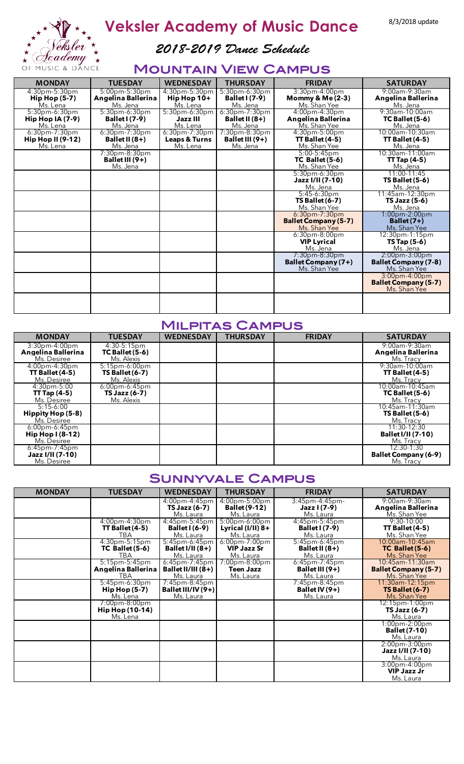# Veksler Academy of Music Dance

8/3/2018 update

## *2018-2019 Dance Schedule*

## Mountain View Campus

| MONDAY | TUESDAY | WEDNESDAY | THURSDAY | FRIDAY | SATURDAY |
|---|---|---|---|---|---|
| 4:30pm-5:30pm **Hip Hop (5-7)** Ms. Lena | 5:00pm-5:30pm **Angelina Ballerina** Ms. Jena | 4:30pm-5:30pm **Hip Hop 10+** Ms. Lena | 5:30pm-6:30pm **Ballet I (7-9)** Ms. Jena | 3:30pm-4:00pm **Mommy & Me (2-3)** Ms. Shan Yee | 9:00am-9:30am **Angelina Ballerina** Ms. Jena |
| 5:30pm-6:30pm **Hip Hop IA (7-9)** Ms. Lena | 5:30pm-6:30pm **Ballet I (7-9)** Ms. Jena | 5:30pm-6:30pm **Jazz III** Ms. Lena | 6:30pm-7:30pm **Ballet II (8+)** Ms. Jena | 4:00pm-4:30pm **Angelina Ballerina** Ms. Shan Yee | 9:30am-10:00am **TC Ballet (5-6)** Ms. Jena |
| 6:30pm-7:30pm **Hip Hop II (9-12)** Ms. Lena | 6:30pm-7:30pm **Ballet II (8+)** Ms. Jena | 6:30pm-7:30pm **Leaps & Turns** Ms. Lena | 7:30pm-8:30pm **Ballet III (9+)** Ms. Jena | 4:30pm-5:00pm **TT Ballet (4-5)** Ms. Shan Yee | 10:00am-10:30am **TT Ballet (4-5)** Ms. Jena |
| | 7:30pm-8:30pm **Ballet III (9+)** Ms. Jena | | | 5:00-5:45pm **TC Ballet (5-6)** Ms. Shan Yee | 10:30am-11:00am **TT Tap (4-5)** Ms. Jena |
| | | | | 5:30pm-6:30pm **Jazz I/II (7-10)** Ms. Jena | 11:00-11:45 **TS Ballet (5-6)** Ms. Jena |
| | | | | 5:45-6:30pm **TS Ballet (6-7)** Ms. Shan Yee | 11:45am-12:30pm **TS Jazz (5-6)** Ms. Jena |
| | | | | 6:30pm-7:30pm **Ballet Company (5-7)** Ms. Shan Yee | 1:00pm-2:00pm **Ballet (7+)** Ms. Shan Yee |
| | | | | 6:30pm-8:00pm **VIP Lyrical** Ms. Jena | 12:30pm-1:15pm **TS Tap (5-6)** Ms. Jena |
| | | | | 7:30pm-8:30pm **Ballet Company (7+)** Ms. Shan Yee | 2:00pm-3:00pm **Ballet Company (7-8)** Ms. Shan Yee |
| | | | | | 3:00pm-4:00pm **Ballet Company (5-7)** Ms. Shan Yee |

## Milpitas Campus

| MONDAY | TUESDAY | WEDNESDAY | THURSDAY | FRIDAY | SATURDAY |
|---|---|---|---|---|---|
| 3:30pm-4:00pm **Angelina Ballerina** Ms. Desiree | 4:30-5:15pm **TC Ballet (5-6)** Ms. Alexis | | | | 9:00am-9:30am **Angelina Ballerina** Ms. Tracy |
| 4:00pm-4:30pm **TT Ballet (4-5)** Ms. Desiree | 5:15pm-6:00pm **TS Ballet (6-7)** Ms. Alexis | | | | 9:30am-10:00am **TT Ballet (4-5)** Ms. Tracy |
| 4:30pm-5:00 **TT Tap (4-5)** Ms. Desiree | 6:00pm-6:45pm **TS Jazz (6-7)** Ms. Alexis | | | | 10:00am-10:45am **TC Ballet (5-6)** Ms. Tracy |
| 5:15-6:00 **Hippity Hop (5-8)** Ms. Desiree | | | | | 10:45am-11:30am **TS Ballet (5-6)** Ms. Tracy |
| 6:00pm-6:45pm **Hip Hop I (8-12)** Ms. Desiree | | | | | 11:30-12:30 **Ballet I/II (7-10)** Ms. Tracy |
| 6:45pm-7:45pm **Jazz I/II (7-10)** Ms. Desiree | | | | | 12:30-1:30 **Ballet Company (6-9)** Ms. Tracy |

## Sunnyvale Campus

| MONDAY | TUESDAY | WEDNESDAY | THURSDAY | FRIDAY | SATURDAY |
|---|---|---|---|---|---|
| | | 4:00pm-4:45pm **TS Jazz (6-7)** Ms. Laura | 4:00pm-5:00pm **Ballet (9-12)** Ms. Laura | 3:45pm-4:45pm- **Jazz I (7-9)** Ms. Laura | 9:00am-9:30am **Angelina Ballerina** Ms. Shan Yee |
| | 4:00pm-4:30pm **TT Ballet (4-5)** TBA | 4:45pm-5:45pm **Ballet I (6-9)** Ms. Laura | 5:00pm-6:00pm **Lyrical (I/II) 8+** Ms. Laura | 4:45pm-5:45pm **Ballet I (7-9)** Ms. Laura | 9:30-10:00 **TT Ballet (4-5)** Ms. Shan Yee |
| | 4:30pm-5:15pm **TC Ballet (5-6)** TBA | 5:45pm-6:45pm **Ballet I/II (8+)** Ms. Laura | 6:00pm-7:00pm **VIP Jazz Sr** Ms. Laura | 5:45pm-6:45pm **Ballet II (8+)** Ms. Laura | 10:00am-10:45am **TC Ballet (5-6)** Ms. Shan Yee |
| | 5:15pm-5:45pm **Angelina Ballerina** TBA | 6:45pm-7:45pm **Ballet II/III (8+)** Ms. Laura | 7:00pm-8:00pm **Teen Jazz** Ms. Laura | 6:45pm-7:45pm **Ballet III (9+)** Ms. Laura | 10:45am-11:30am **Ballet Company (5-7)** Ms. Shan Yee |
| | 5:45pm-6:30pm **Hip Hop (5-7)** Ms. Lena | 7:45pm-8:45pm **Ballet III/IV (9+)** Ms. Laura | | 7:45pm-8:45pm **Ballet IV (9+)** Ms. Laura | 11:30am-12:15pm **TS Ballet (6-7)** Ms. Shan Yee |
| | 7:00pm-8:00pm **Hip Hop (10-14)** Ms. Lena | | | | 12:15pm-1:00pm **TS Jazz (6-7)** Ms. Laura |
| | | | | | 1:00pm-2:00pm **Ballet (7-10)** Ms. Laura |
| | | | | | 2:00pm-3:00pm **Jazz I/II (7-10)** Ms. Laura |
| | | | | | 3:00pm-4:00pm **VIP Jazz Jr** Ms. Laura |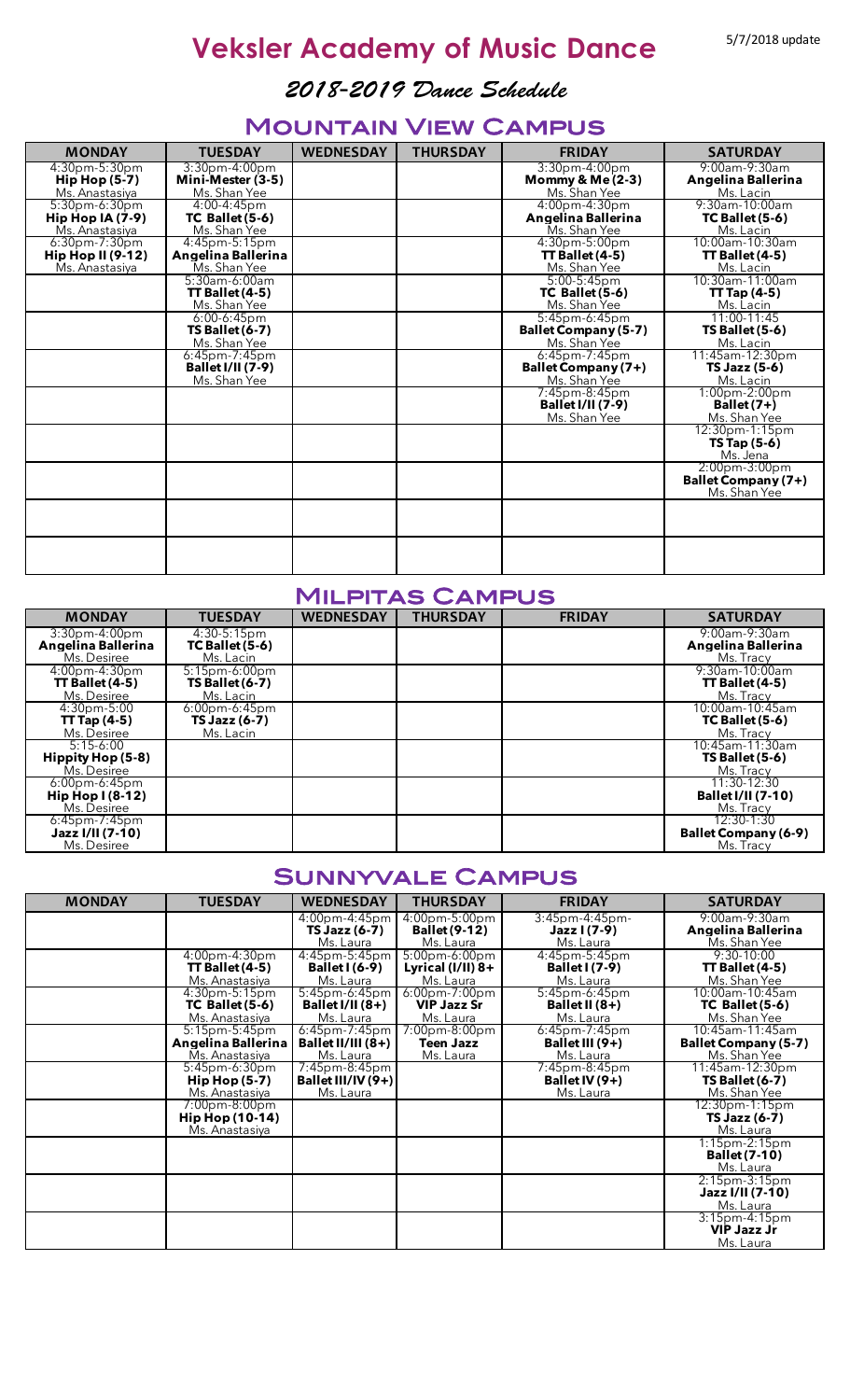# Veksler Academy of Music Dance

5/7/2018 update

## *2018-2019 Dance Schedule*

## Mountain View Campus

| MONDAY | TUESDAY | WEDNESDAY | THURSDAY | FRIDAY | SATURDAY |
|---|---|---|---|---|---|
| 4:30pm-5:30pm **Hip Hop (5-7)** Ms. Anastasiya | 3:30pm-4:00pm **Mini-Mester (3-5)** Ms. Shan Yee | | | 3:30pm-4:00pm **Mommy & Me (2-3)** Ms. Shan Yee | 9:00am-9:30am **Angelina Ballerina** Ms. Lacin |
| 5:30pm-6:30pm **Hip Hop IA (7-9)** Ms. Anastasiya | 4:00-4:45pm **TC Ballet (5-6)** Ms. Shan Yee | | | 4:00pm-4:30pm **Angelina Ballerina** Ms. Shan Yee | 9:30am-10:00am **TC Ballet (5-6)** Ms. Lacin |
| 6:30pm-7:30pm **Hip Hop II (9-12)** Ms. Anastasiya | 4:45pm-5:15pm **Angelina Ballerina** Ms. Shan Yee | | | 4:30pm-5:00pm **TT Ballet (4-5)** Ms. Shan Yee | 10:00am-10:30am **TT Ballet (4-5)** Ms. Lacin |
| | 5:30am-6:00am **TT Ballet (4-5)** Ms. Shan Yee | | | 5:00-5:45pm **TC Ballet (5-6)** Ms. Shan Yee | 10:30am-11:00am **TT Tap (4-5)** Ms. Lacin |
| | 6:00-6:45pm **TS Ballet (6-7)** Ms. Shan Yee | | | 5:45pm-6:45pm **Ballet Company (5-7)** Ms. Shan Yee | 11:00-11:45 **TS Ballet (5-6)** Ms. Lacin |
| | 6:45pm-7:45pm **Ballet I/II (7-9)** Ms. Shan Yee | | | 6:45pm-7:45pm **Ballet Company (7+)** Ms. Shan Yee | 11:45am-12:30pm **TS Jazz (5-6)** Ms. Lacin |
| | | | | 7:45pm-8:45pm **Ballet I/II (7-9)** Ms. Shan Yee | 1:00pm-2:00pm **Ballet (7+)** Ms. Shan Yee |
| | | | | | 12:30pm-1:15pm **TS Tap (5-6)** Ms. Jena |
| | | | | | 2:00pm-3:00pm **Ballet Company (7+)** Ms. Shan Yee |
| | | | | | |
| | | | | | |

## Milpitas Campus

| MONDAY | TUESDAY | WEDNESDAY | THURSDAY | FRIDAY | SATURDAY |
|---|---|---|---|---|---|
| 3:30pm-4:00pm **Angelina Ballerina** Ms. Desiree | 4:30-5:15pm **TC Ballet (5-6)** Ms. Lacin | | | | 9:00am-9:30am **Angelina Ballerina** Ms. Tracy |
| 4:00pm-4:30pm **TT Ballet (4-5)** Ms. Desiree | 5:15pm-6:00pm **TS Ballet (6-7)** Ms. Lacin | | | | 9:30am-10:00am **TT Ballet (4-5)** Ms. Tracy |
| 4:30pm-5:00 **TT Tap (4-5)** Ms. Desiree | 6:00pm-6:45pm **TS Jazz (6-7)** Ms. Lacin | | | | 10:00am-10:45am **TC Ballet (5-6)** Ms. Tracy |
| 5:15-6:00 **Hippity Hop (5-8)** Ms. Desiree | | | | | 10:45am-11:30am **TS Ballet (5-6)** Ms. Tracy |
| 6:00pm-6:45pm **Hip Hop I (8-12)** Ms. Desiree | | | | | 11:30-12:30 **Ballet I/II (7-10)** Ms. Tracy |
| 6:45pm-7:45pm **Jazz I/II (7-10)** Ms. Desiree | | | | | 12:30-1:30 **Ballet Company (6-9)** Ms. Tracy |

## Sunnyvale Campus

| MONDAY | TUESDAY | WEDNESDAY | THURSDAY | FRIDAY | SATURDAY |
|---|---|---|---|---|---|
| | | 4:00pm-4:45pm **TS Jazz (6-7)** Ms. Laura | 4:00pm-5:00pm **Ballet (9-12)** Ms. Laura | 3:45pm-4:45pm- **Jazz I (7-9)** Ms. Laura | 9:00am-9:30am **Angelina Ballerina** Ms. Shan Yee |
| | 4:00pm-4:30pm **TT Ballet (4-5)** Ms. Anastasiya | 4:45pm-5:45pm **Ballet I (6-9)** Ms. Laura | 5:00pm-6:00pm **Lyrical (I/II) 8+** Ms. Laura | 4:45pm-5:45pm **Ballet I (7-9)** Ms. Laura | 9:30-10:00 **TT Ballet (4-5)** Ms. Shan Yee |
| | 4:30pm-5:15pm **TC Ballet (5-6)** Ms. Anastasiya | 5:45pm-6:45pm **Ballet I/II (8+)** Ms. Laura | 6:00pm-7:00pm **VIP Jazz Sr** Ms. Laura | 5:45pm-6:45pm **Ballet II (8+)** Ms. Laura | 10:00am-10:45am **TC Ballet (5-6)** Ms. Shan Yee |
| | 5:15pm-5:45pm **Angelina Ballerina** Ms. Anastasiya | 6:45pm-7:45pm **Ballet II/III (8+)** Ms. Laura | 7:00pm-8:00pm **Teen Jazz** Ms. Laura | 6:45pm-7:45pm **Ballet III (9+)** Ms. Laura | 10:45am-11:45am **Ballet Company (5-7)** Ms. Shan Yee |
| | 5:45pm-6:30pm **Hip Hop (5-7)** Ms. Anastasiya | 7:45pm-8:45pm **Ballet III/IV (9+)** Ms. Laura | | 7:45pm-8:45pm **Ballet IV (9+)** Ms. Laura | 11:45am-12:30pm **TS Ballet (6-7)** Ms. Shan Yee |
| | 7:00pm-8:00pm **Hip Hop (10-14)** Ms. Anastasiya | | | | 12:30pm-1:15pm **TS Jazz (6-7)** Ms. Laura |
| | | | | | 1:15pm-2:15pm **Ballet (7-10)** Ms. Laura |
| | | | | | 2:15pm-3:15pm **Jazz I/II (7-10)** Ms. Laura |
| | | | | | 3:15pm-4:15pm **VIP Jazz Jr** Ms. Laura |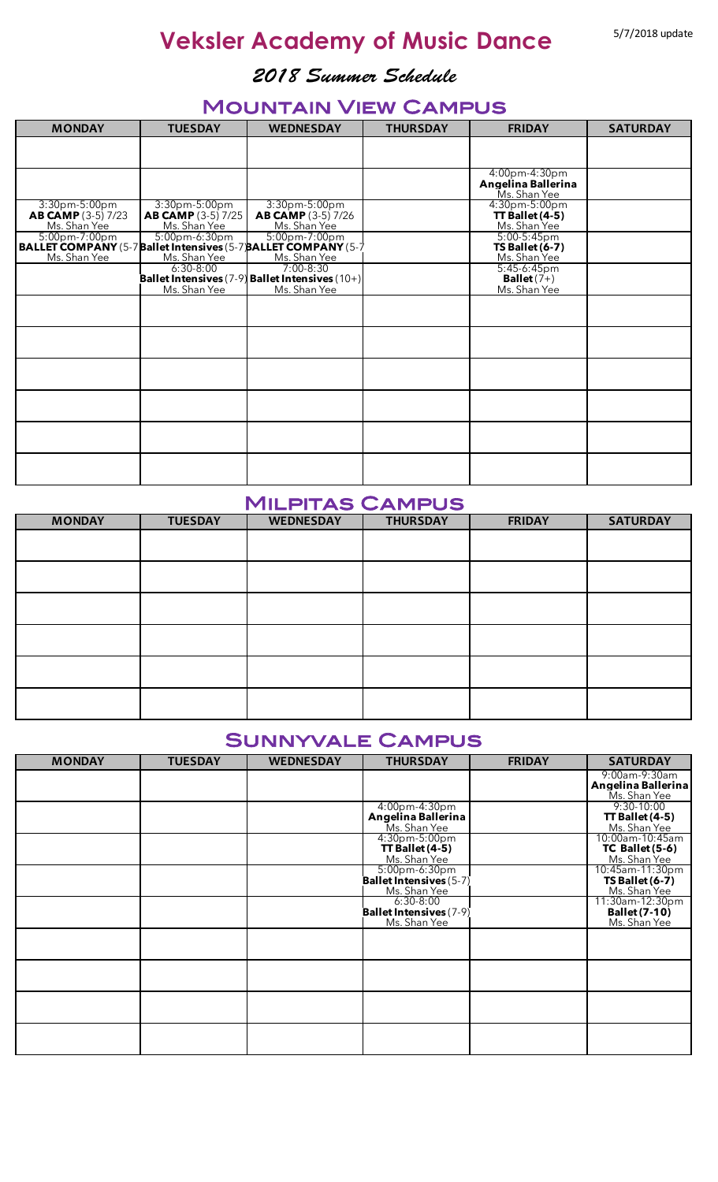# Veksler Academy of Music Dance

5/7/2018 update

## 2018 Summer Schedule

## Mountain View Campus

| MONDAY | TUESDAY | WEDNESDAY | THURSDAY | FRIDAY | SATURDAY |
|---|---|---|---|---|---|
| | | | | | |
| | | | | 4:00pm-4:30pm **Angelina Ballerina** Ms. Shan Yee | |
| 3:30pm-5:00pm **AB CAMP** (3-5) 7/23 Ms. Shan Yee | 3:30pm-5:00pm **AB CAMP** (3-5) 7/25 Ms. Shan Yee | 3:30pm-5:00pm **AB CAMP** (3-5) 7/26 Ms. Shan Yee | | 4:30pm-5:00pm **TT Ballet (4-5)** Ms. Shan Yee | |
| 5:00pm-7:00pm **BALLET COMPANY** (5-7 Ms. Shan Yee | 5:00pm-6:30pm **Ballet Intensives** (5-7 Ms. Shan Yee | 5:00pm-7:00pm **BALLET COMPANY** (5-7 Ms. Shan Yee | | 5:00-5:45pm **TS Ballet (6-7)** Ms. Shan Yee | |
| | 6:30-8:00 **Ballet Intensives** (7-9) Ms. Shan Yee | 7:00-8:30 **Ballet Intensives** (10+) Ms. Shan Yee | | 5:45-6:45pm **Ballet** (7+) Ms. Shan Yee | |
| | | | | | |
| | | | | | |
| | | | | | |
| | | | | | |
| | | | | | |
| | | | | | |

## Milpitas Campus

| MONDAY | TUESDAY | WEDNESDAY | THURSDAY | FRIDAY | SATURDAY |
|---|---|---|---|---|---|
| | | | | | |
| | | | | | |
| | | | | | |
| | | | | | |
| | | | | | |
| | | | | | |

## Sunnyvale Campus

| MONDAY | TUESDAY | WEDNESDAY | THURSDAY | FRIDAY | SATURDAY |
|---|---|---|---|---|---|
| | | | | | 9:00am-9:30am **Angelina Ballerina** Ms. Shan Yee |
| | | | 4:00pm-4:30pm **Angelina Ballerina** Ms. Shan Yee | | 9:30-10:00 **TT Ballet (4-5)** Ms. Shan Yee |
| | | | 4:30pm-5:00pm **TT Ballet (4-5)** Ms. Shan Yee | | 10:00am-10:45am **TC Ballet (5-6)** Ms. Shan Yee |
| | | | 5:00pm-6:30pm **Ballet Intensives** (5-7) Ms. Shan Yee | | 10:45am-11:30pm **TS Ballet (6-7)** Ms. Shan Yee |
| | | | 6:30-8:00 **Ballet Intensives** (7-9) Ms. Shan Yee | | 11:30am-12:30pm **Ballet (7-10)** Ms. Shan Yee |
| | | | | | |
| | | | | | |
| | | | | | |
| | | | | | |